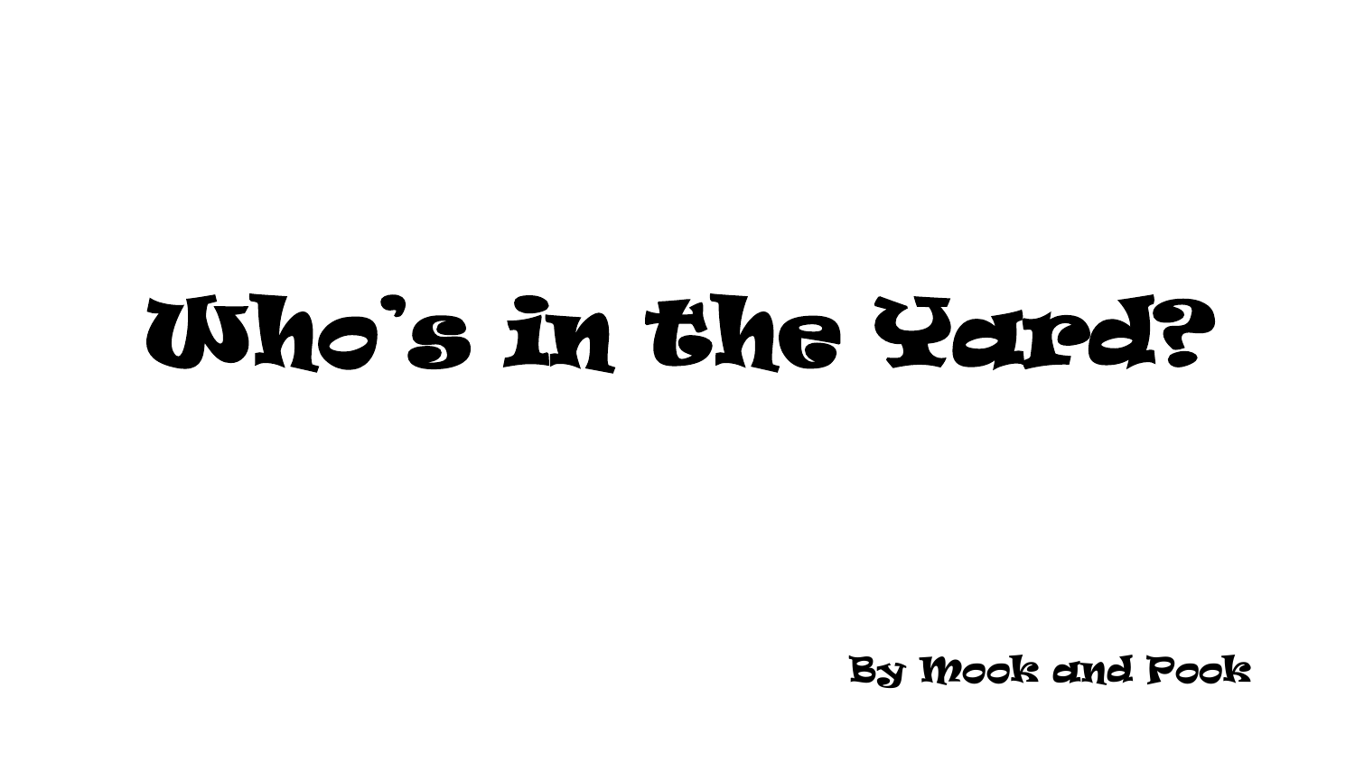# Who's in the Yard?

By Mook and Pook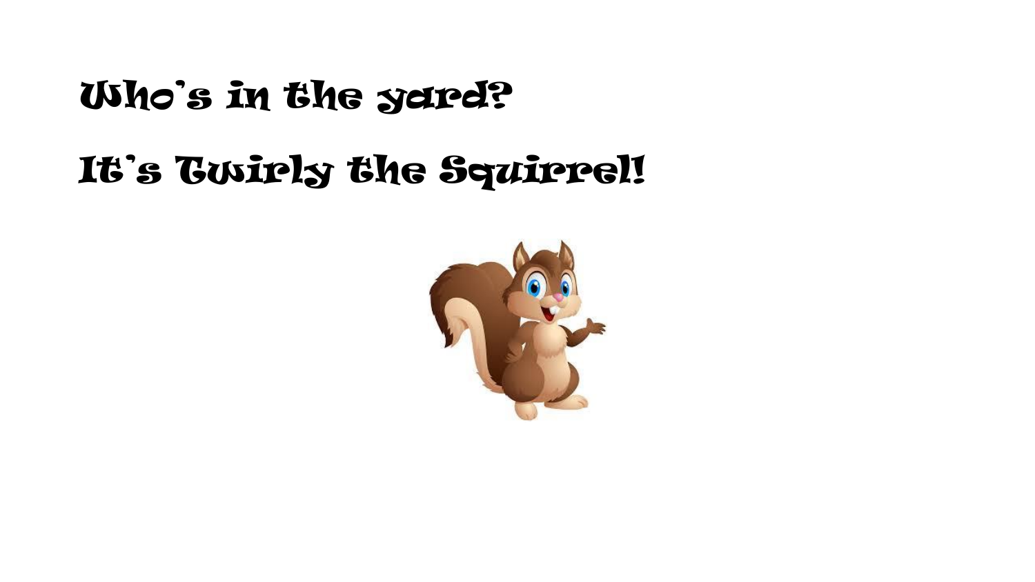Who's in the yard?

It's Twirly the Squirrel!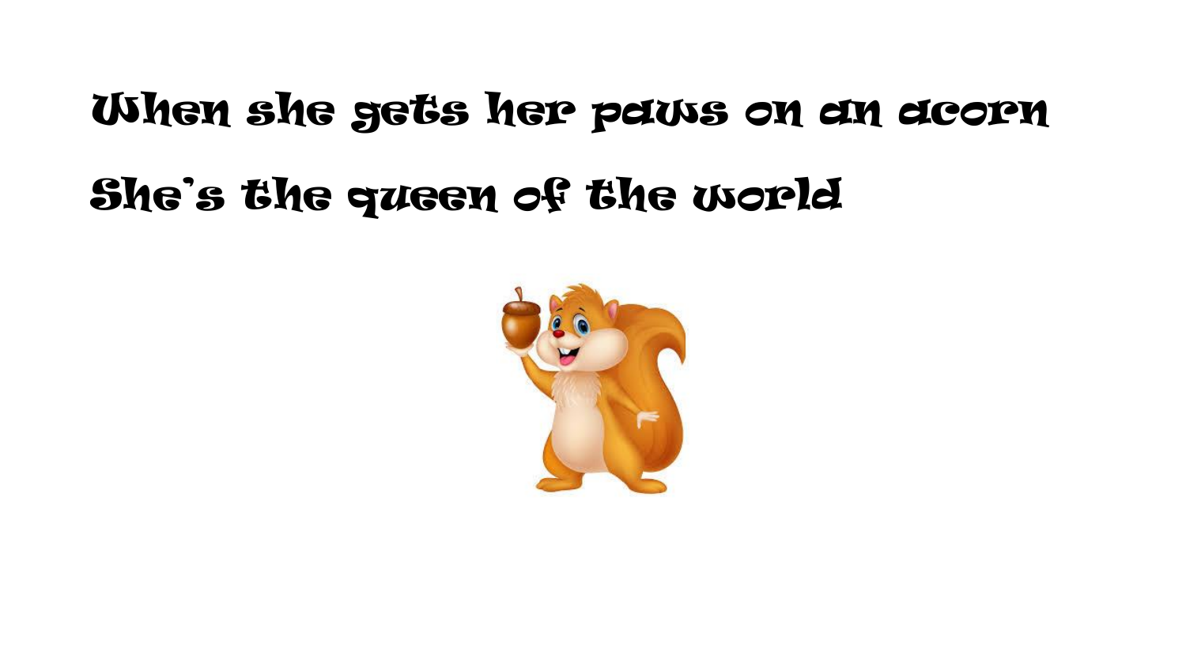When she gets her paws on an acorn

She's the queen of the world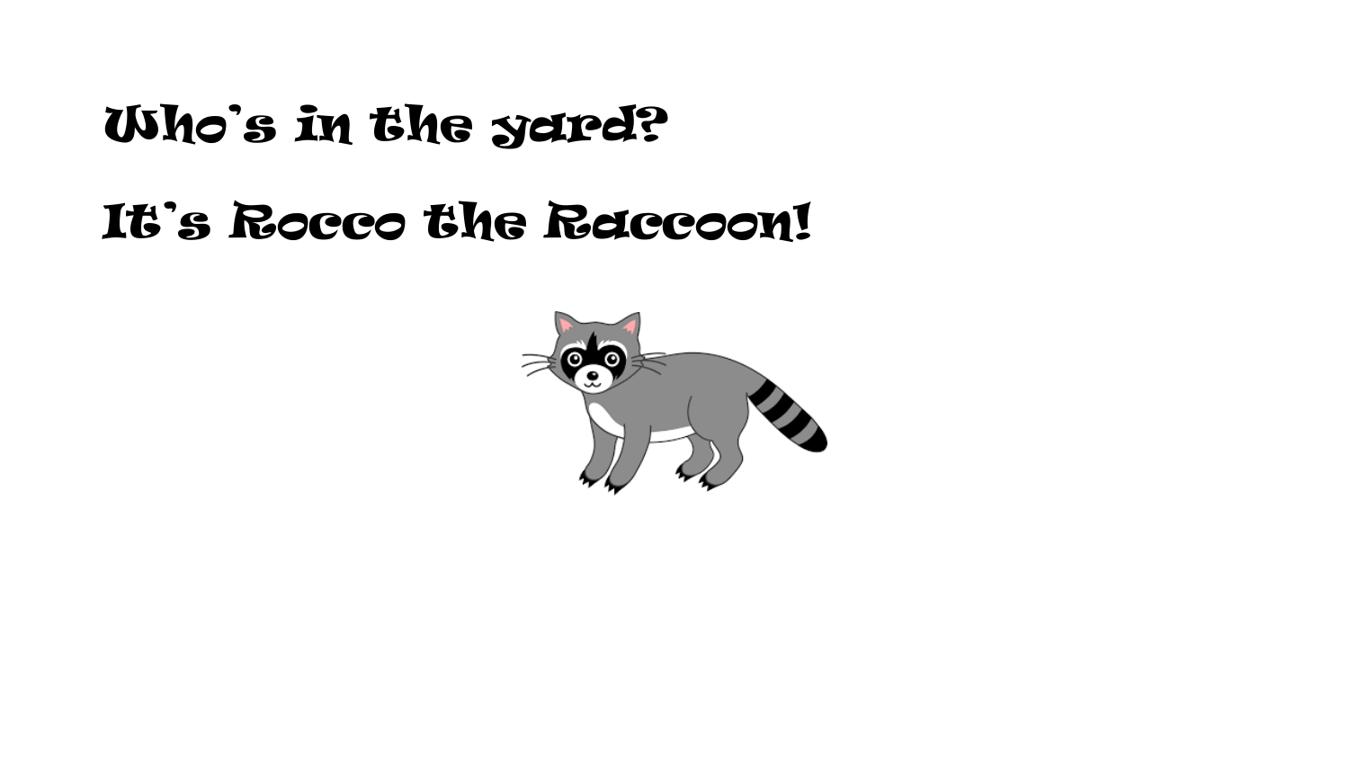Who's in the yard?

It's Rocco the Raccoon!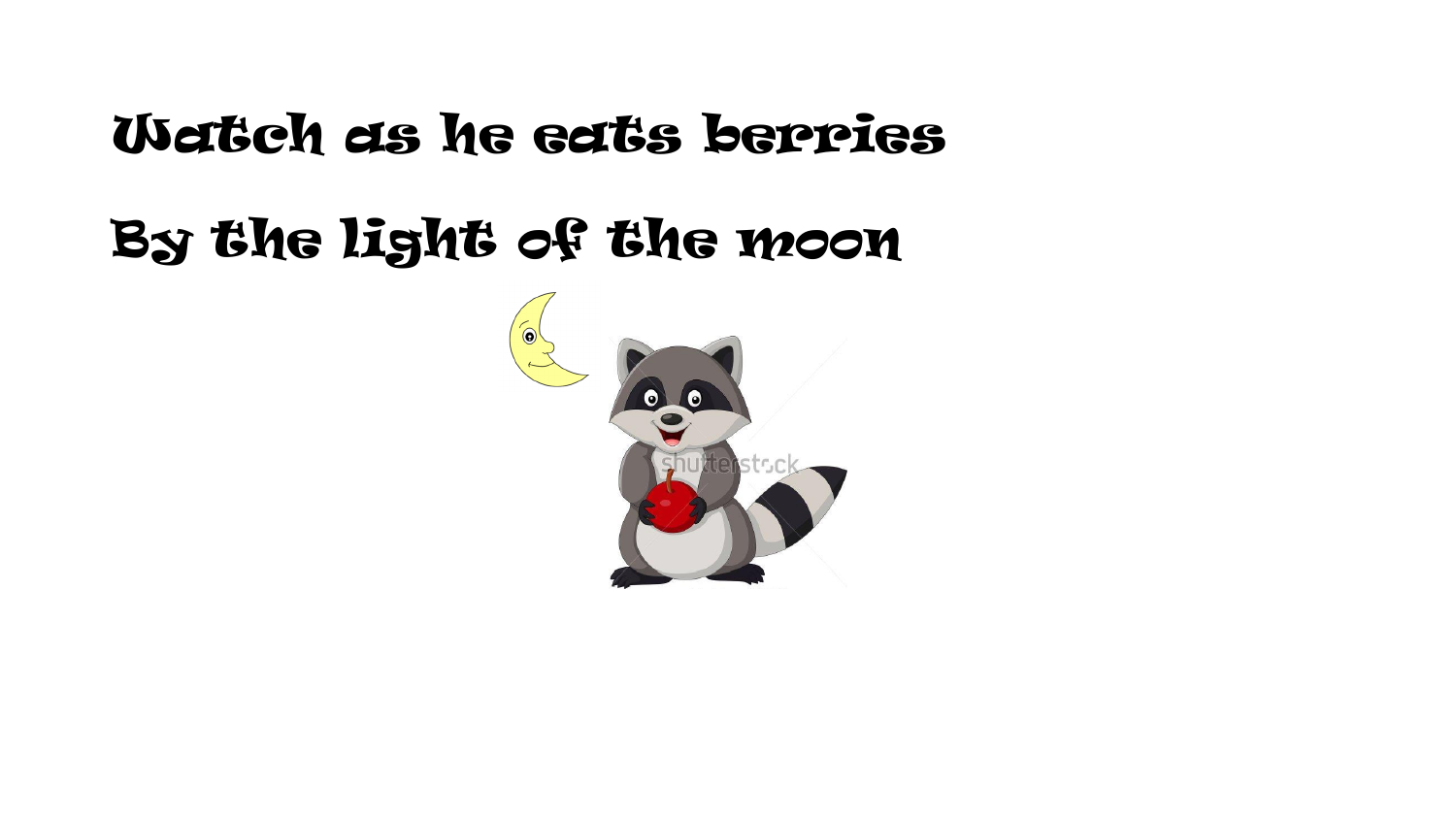Watch as he eats berries

By the light of the moon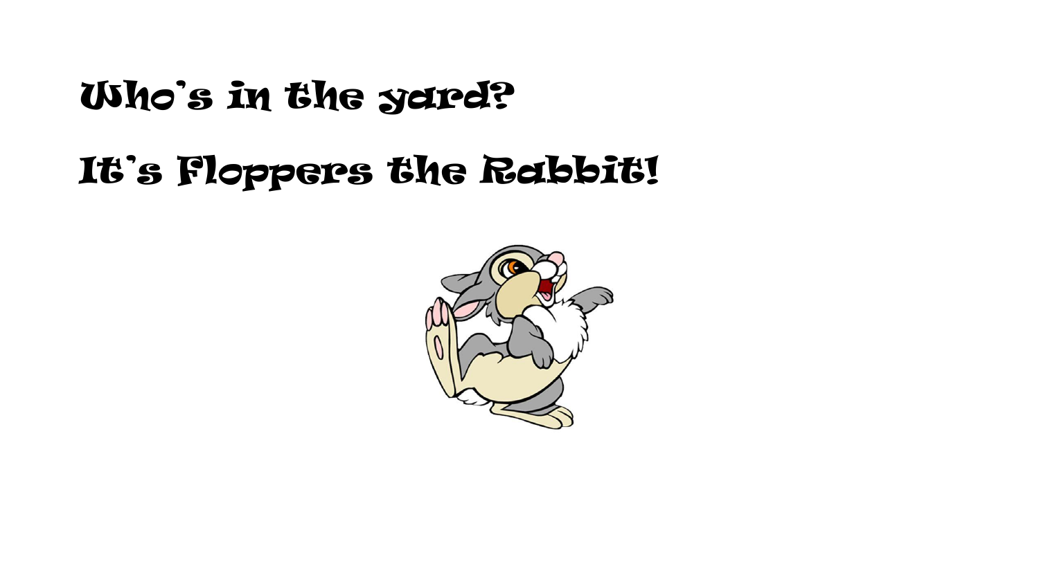Who's in the yard?

It's Floppers the Rabbit!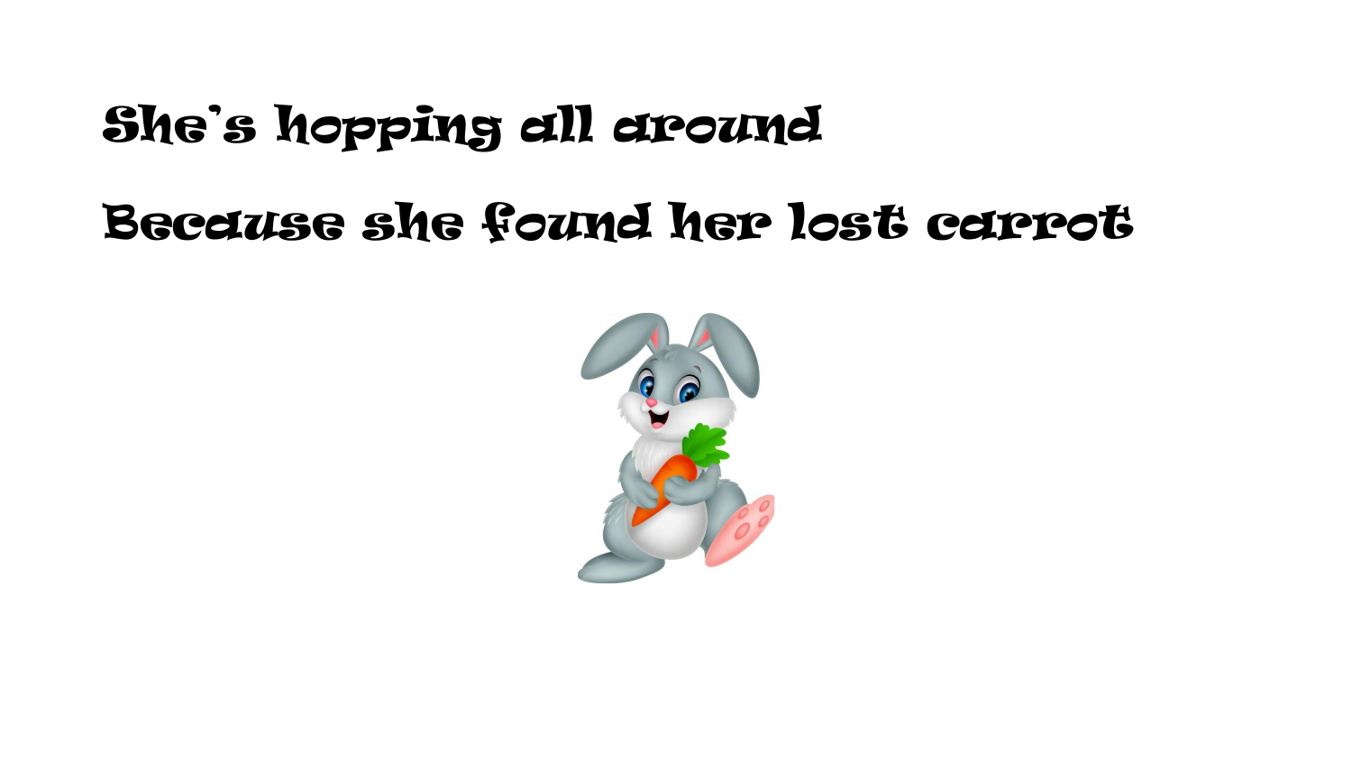She's hopping all around

Because she found her lost carrot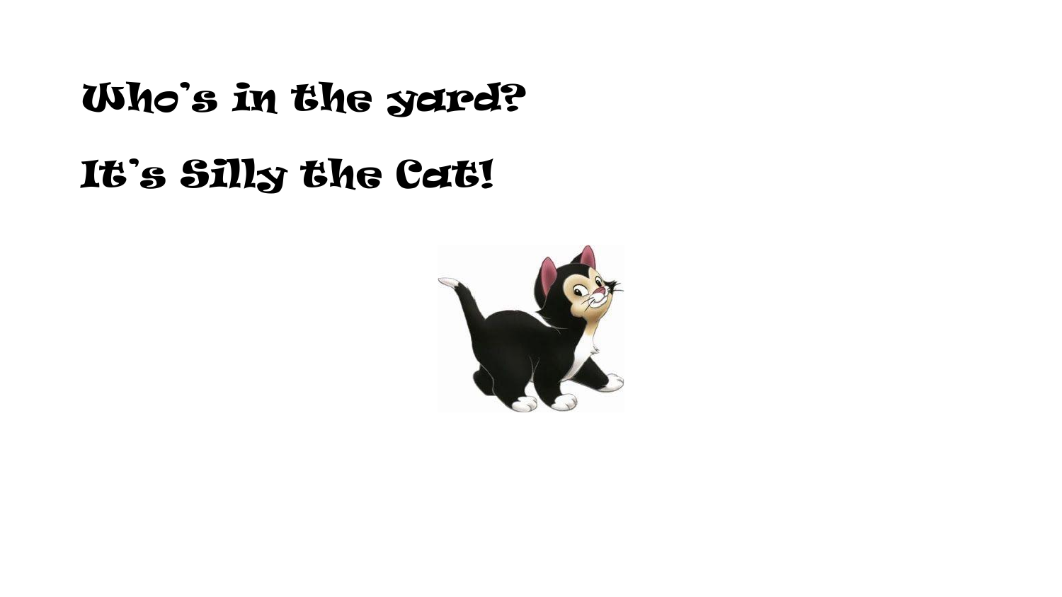Who's in the yard?

It's Silly the Cat!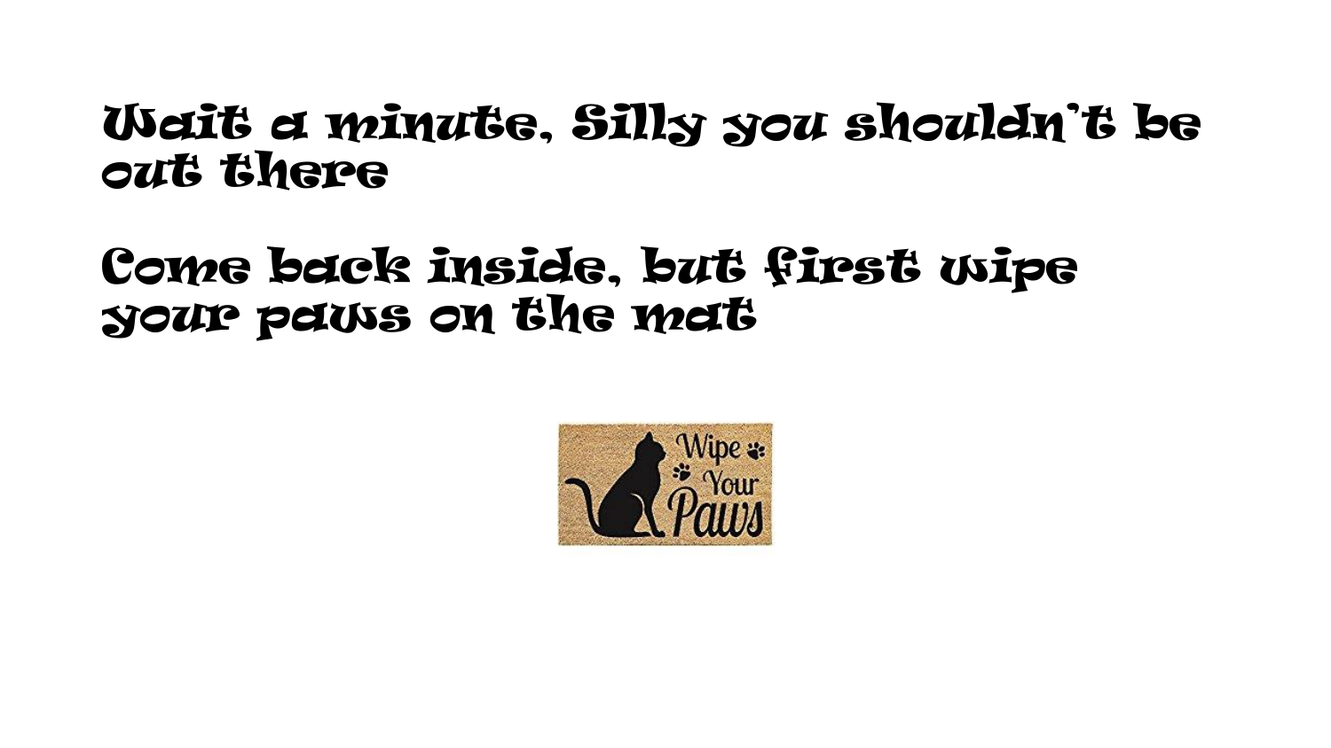Wait a minute, Silly you shouldn't be out there

Come back inside, but first wipe your paws on the mat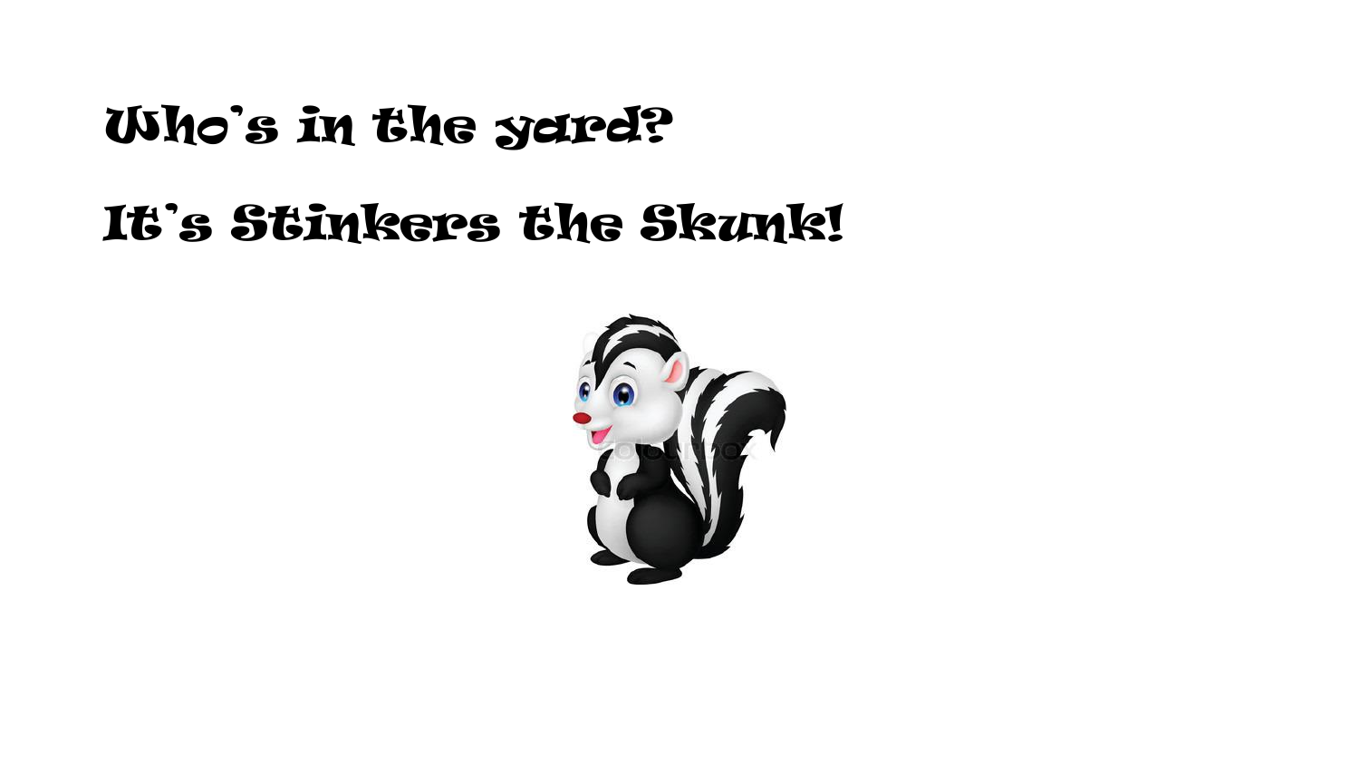Who's in the yard?

It's Stinkers the Skunk!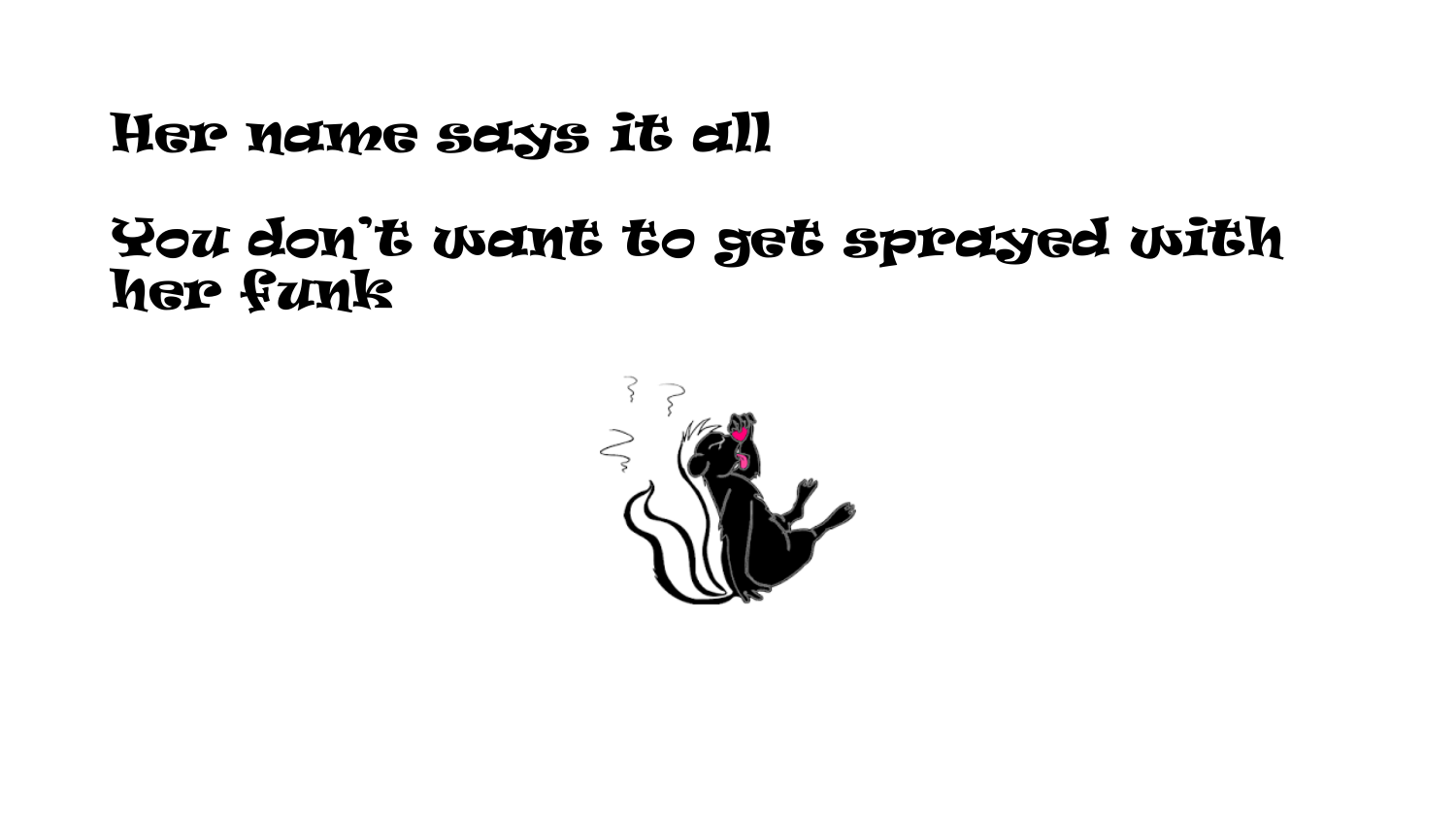Her name says it all

You don't want to get sprayed with her funk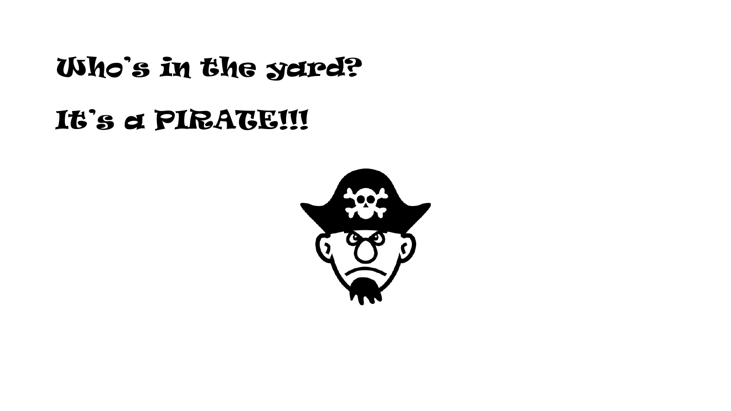Who's in the yard?

It's a PIRATE!!!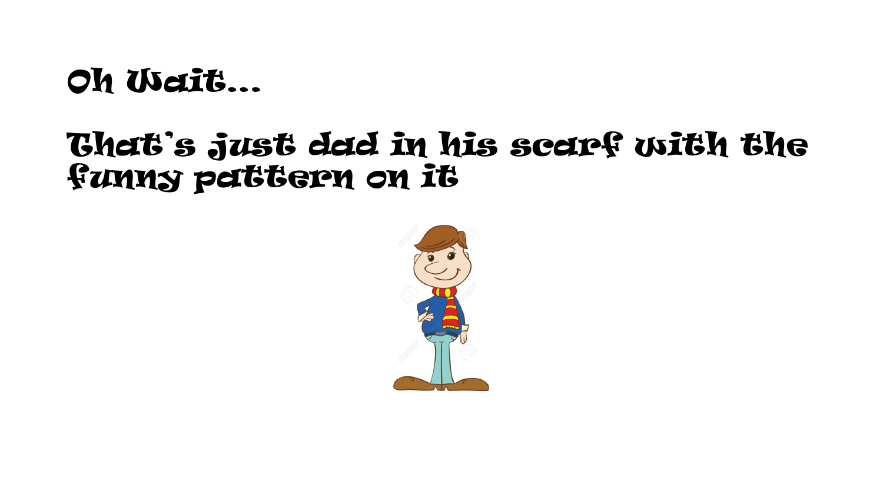Oh Wait…

That's just dad in his scarf with the funny pattern on it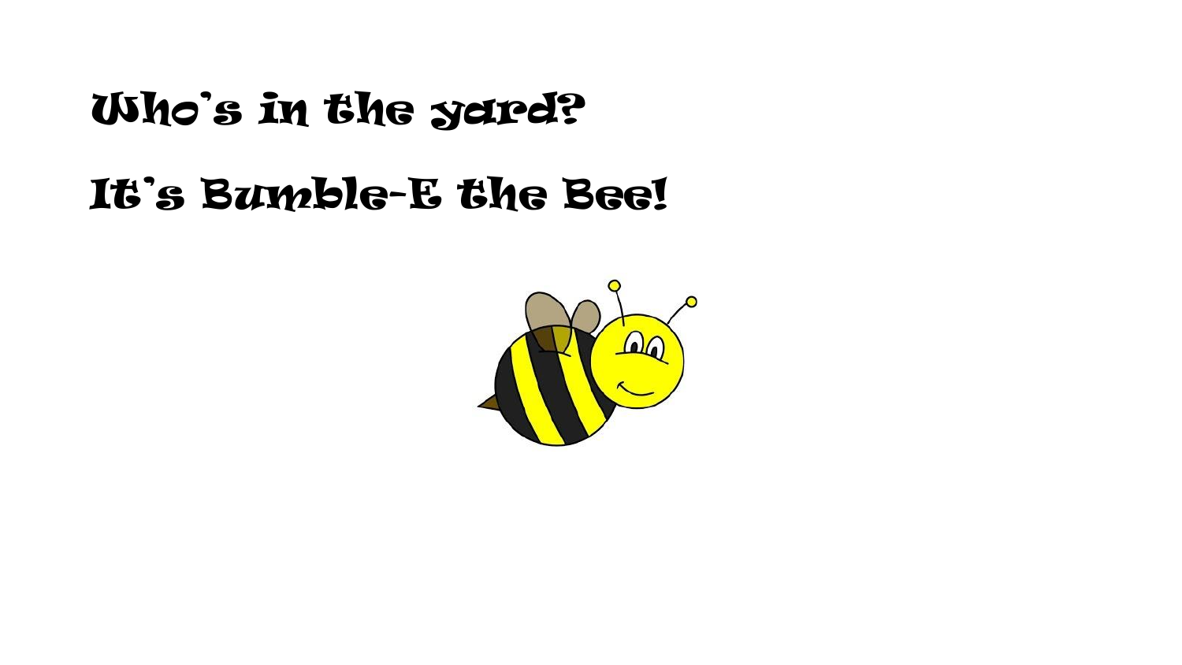Who's in the yard?

It's Bumble-E the Bee!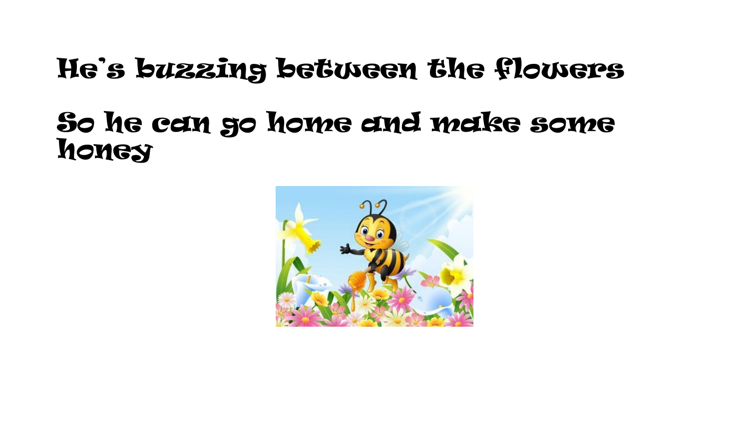He's buzzing between the flowers

So he can go home and make some honey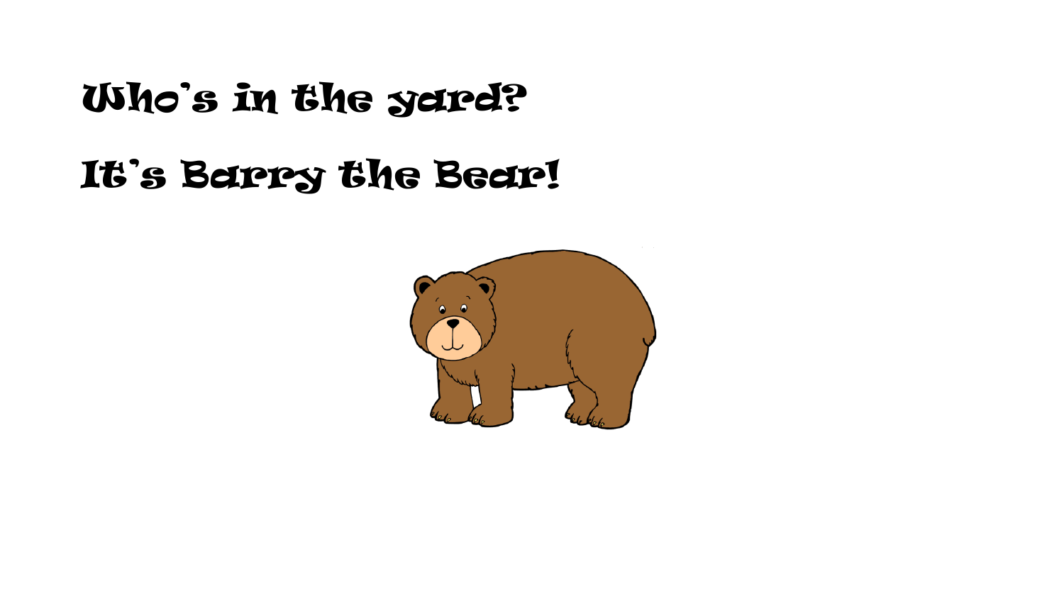Who's in the yard?

It's Barry the Bear!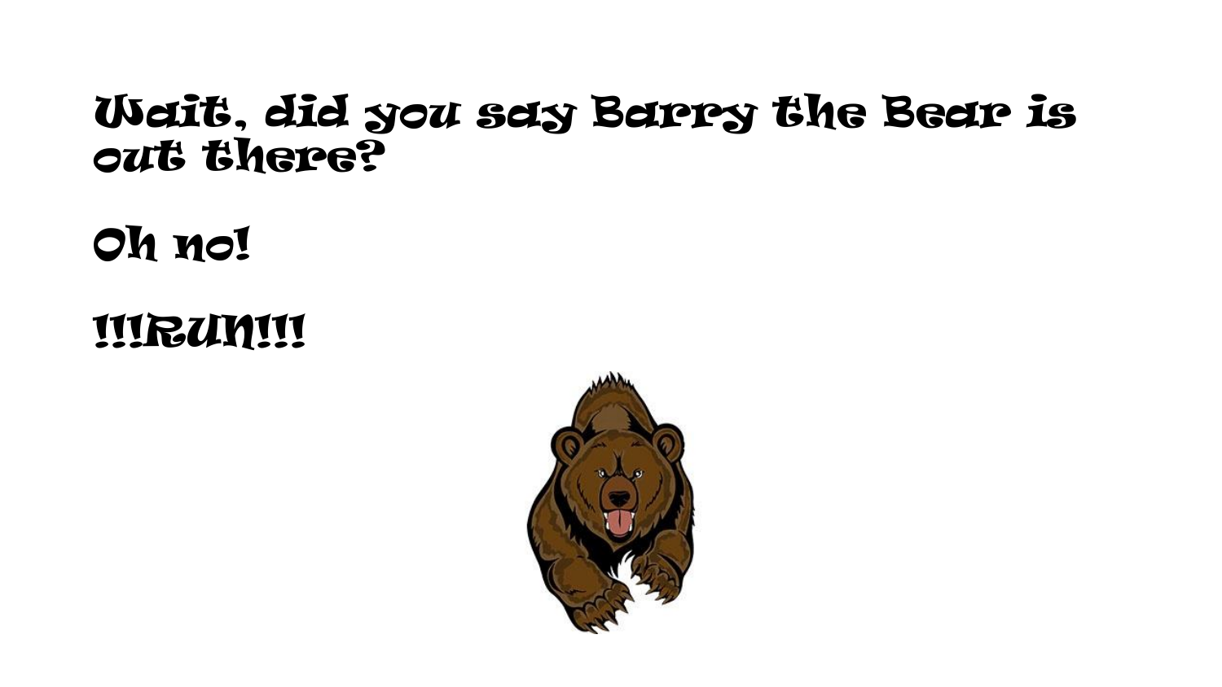Wait, did you say Barry the Bear is out there?

Oh no!

!!!RUN!!!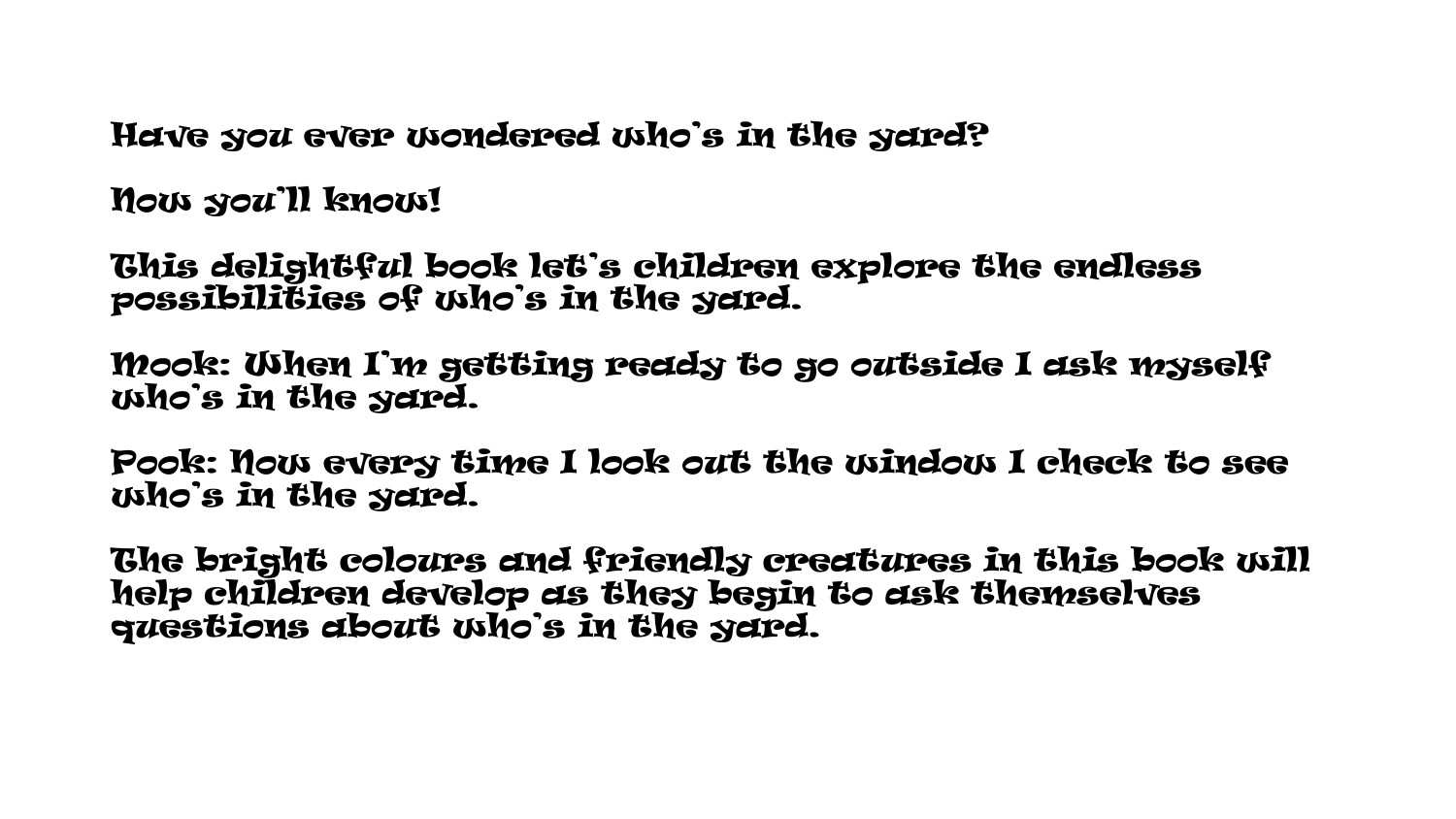Have you ever wondered who's in the yard?

Now you'll know!

This delightful book let's children explore the endless possibilities of who's in the yard.

Mook: When I'm getting ready to go outside I ask myself who's in the yard.

Pook: Now every time I look out the window I check to see who's in the yard.

The bright colours and friendly creatures in this book will help children develop as they begin to ask themselves questions about who's in the yard.